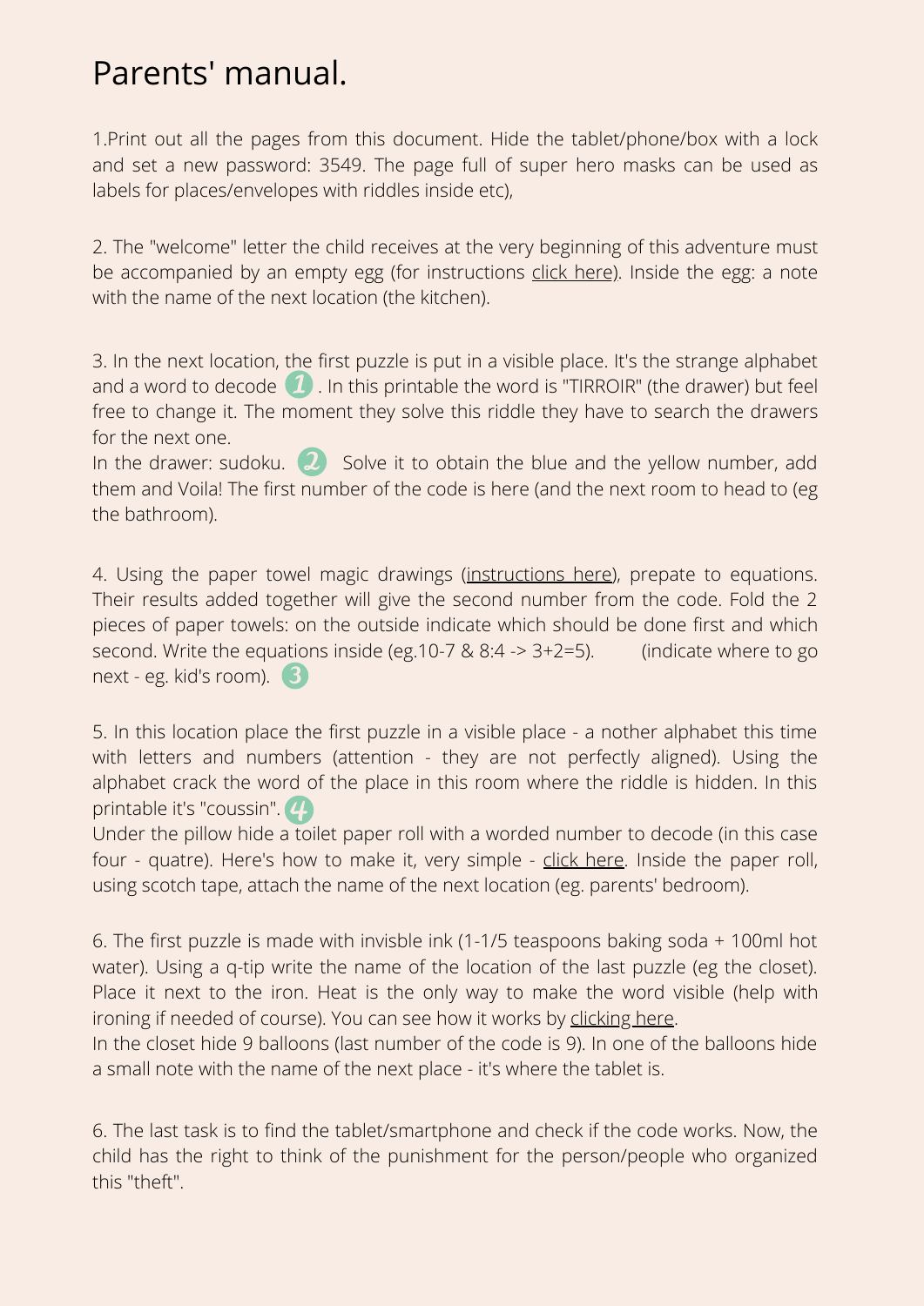# Parents' manual.

1.Print out all the pages from this document. Hide the tablet/phone/box with a lock and set a new password: 3549. The page full of super hero masks can be used as labels for places/envelopes with riddles inside etc),

2. The "welcome" letter the child receives at the very beginning of this adventure must be accompanied by an empty egg (for instructions click here). Inside the egg: a note with the name of the next location (the kitchen).

3. In the next location, the first puzzle is put in a visible place. It's the strange alphabet and a word to decode 1. In this printable the word is "TIRROIR" (the drawer) but feel free to change it. The moment they solve this riddle they have to search the drawers for the next one.
In the drawer: sudoku. 2 Solve it to obtain the blue and the yellow number, add them and Voila! The first number of the code is here (and the next room to head to (eg the bathroom).

4. Using the paper towel magic drawings (instructions here), prepate to equations. Their results added together will give the second number from the code. Fold the 2 pieces of paper towels: on the outside indicate which should be done first and which second. Write the equations inside (eg.10-7 & 8:4 -> 3+2=5). (indicate where to go next - eg. kid's room). 3

5. In this location place the first puzzle in a visible place - a nother alphabet this time with letters and numbers (attention - they are not perfectly aligned). Using the alphabet crack the word of the place in this room where the riddle is hidden. In this printable it's "coussin". 4
Under the pillow hide a toilet paper roll with a worded number to decode (in this case four - quatre). Here's how to make it, very simple - click here. Inside the paper roll, using scotch tape, attach the name of the next location (eg. parents' bedroom).

6. The first puzzle is made with invisble ink (1-1/5 teaspoons baking soda + 100ml hot water). Using a q-tip write the name of the location of the last puzzle (eg the closet). Place it next to the iron. Heat is the only way to make the word visible (help with ironing if needed of course). You can see how it works by clicking here.
In the closet hide 9 balloons (last number of the code is 9). In one of the balloons hide a small note with the name of the next place - it's where the tablet is.

6. The last task is to find the tablet/smartphone and check if the code works. Now, the child has the right to think of the punishment for the person/people who organized this "theft".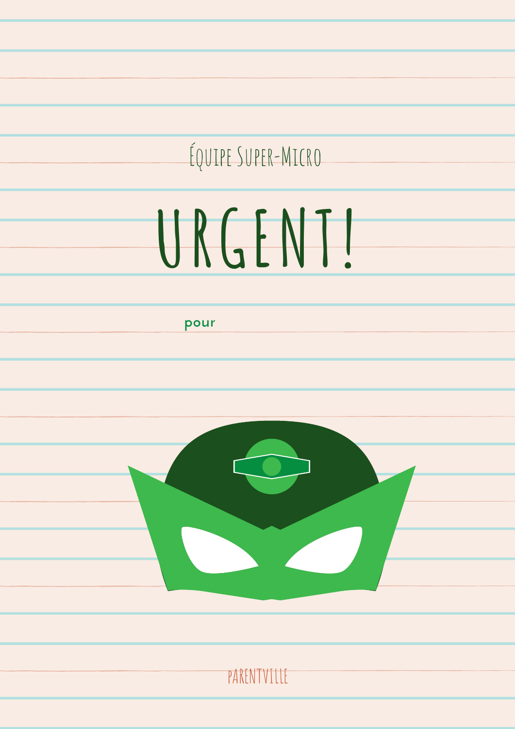Équipe Super-Micro

# URGENT!

pour

PARENTVILLE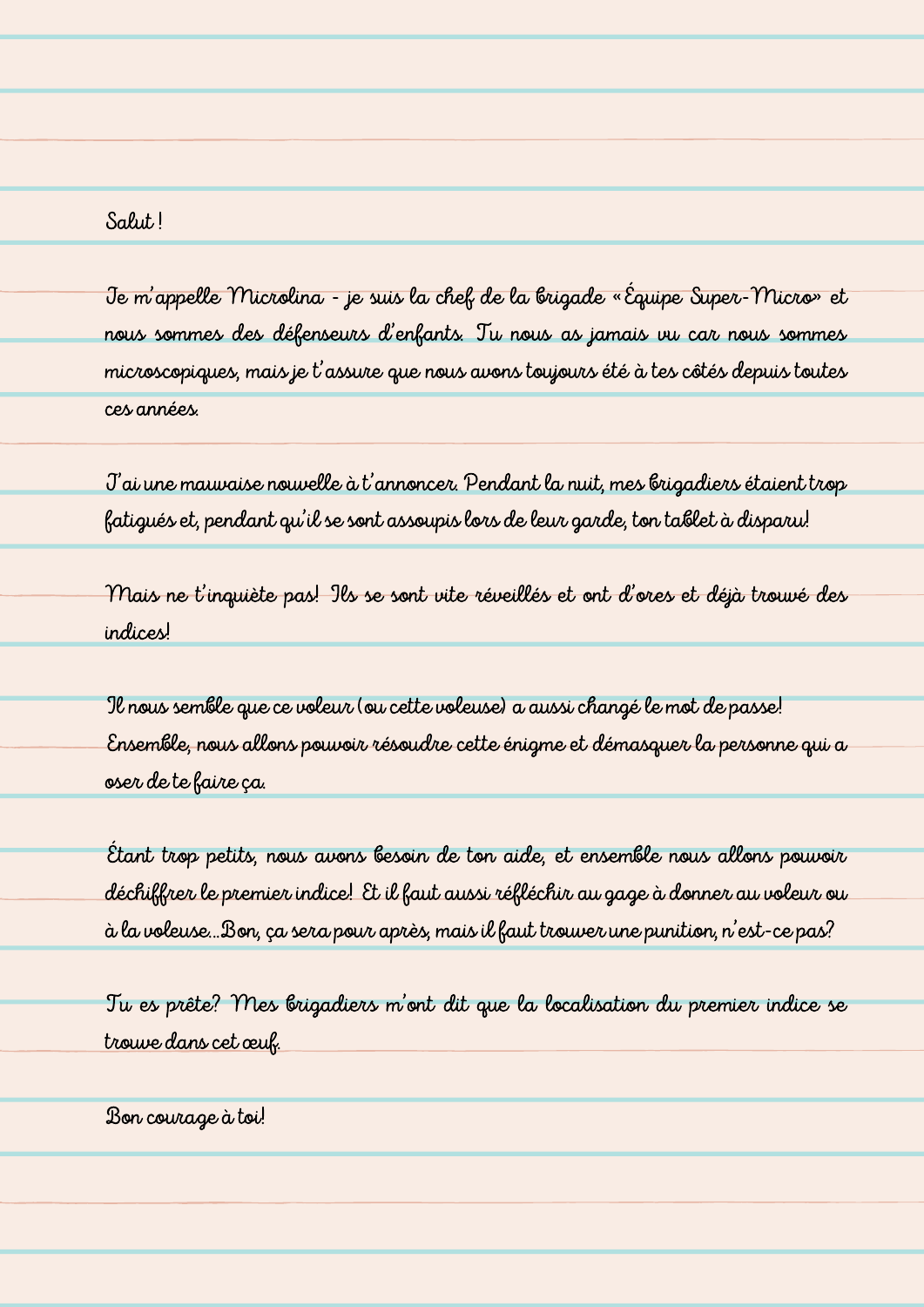Salut !

Je m'appelle Microlina - je suis la chef de la brigade « Équipe Super-Micro» et nous sommes des défenseurs d'enfants. Tu nous as jamais vu car nous sommes microscopiques, mais je t'assure que nous avons toujours été à tes côtés depuis toutes ces années.

J'ai une mauvaise nouvelle à t'annoncer. Pendant la nuit, mes brigadiers étaient trop fatigués et, pendant qu'il se sont assoupis lors de leur garde, ton tablet à disparu!

Mais ne t'inquiète pas! Ils se sont vite réveillés et ont d'ores et déjà trouvé des indices!

Il nous semble que ce voleur (ou cette voleuse) a aussi changé le mot de passe! Ensemble, nous allons pouvoir résoudre cette énigme et démasquer la personne qui a oser de te faire ça.

Étant trop petits, nous avons besoin de ton aide, et ensemble nous allons pouvoir déchiffrer le premier indice! Et il faut aussi réfléchir au gage à donner au voleur ou à la voleuse...Bon, ça sera pour après, mais il faut trouver une punition, n'est-ce pas?

Tu es prête? Mes brigadiers m'ont dit que la localisation du premier indice se trouve dans cet œuf.

Bon courage à toi!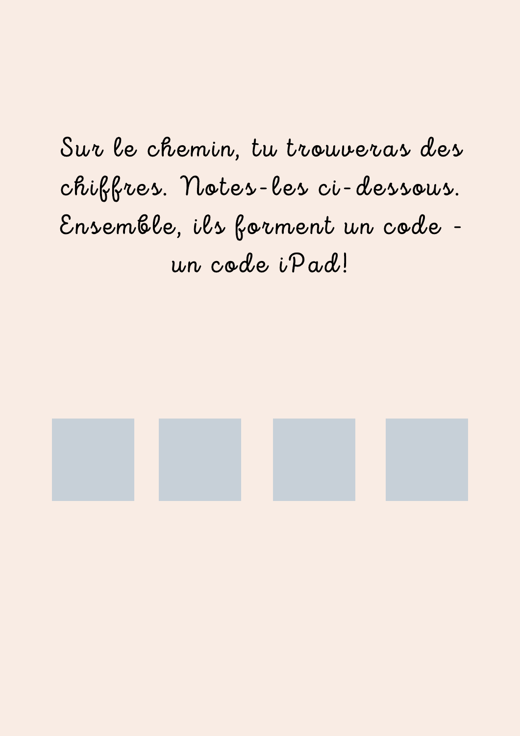Sur le chemin, tu trouveras des chiffres. Notes-les ci-dessous. Ensemble, ils forment un code - un code iPad!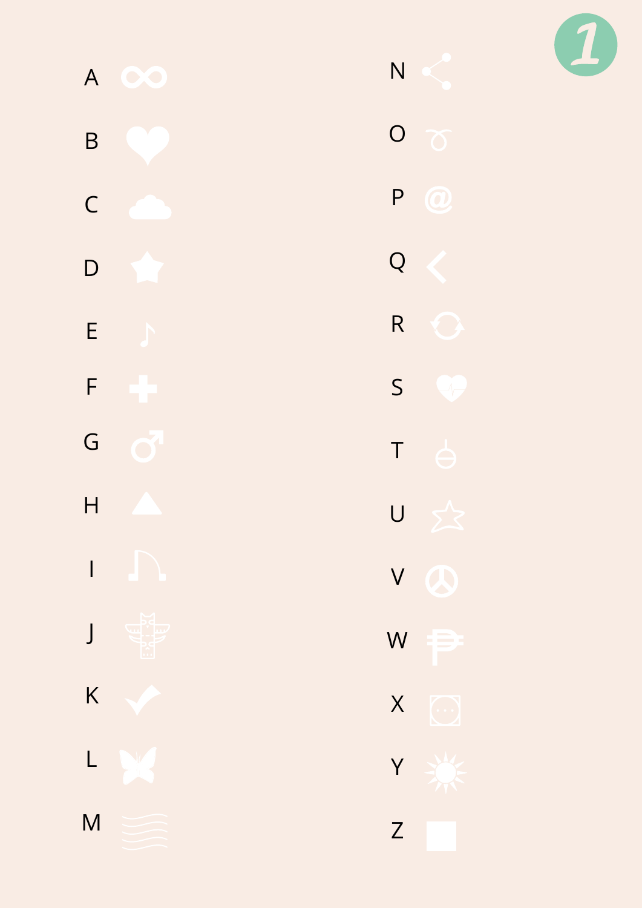1

| | |
|---|---|
| A | N |
| B | O |
| C | P |
| D | Q |
| E | R |
| F | S |
| G | T |
| H | U |
| I | V |
| J | W |
| K | X |
| L | Y |
| M | Z |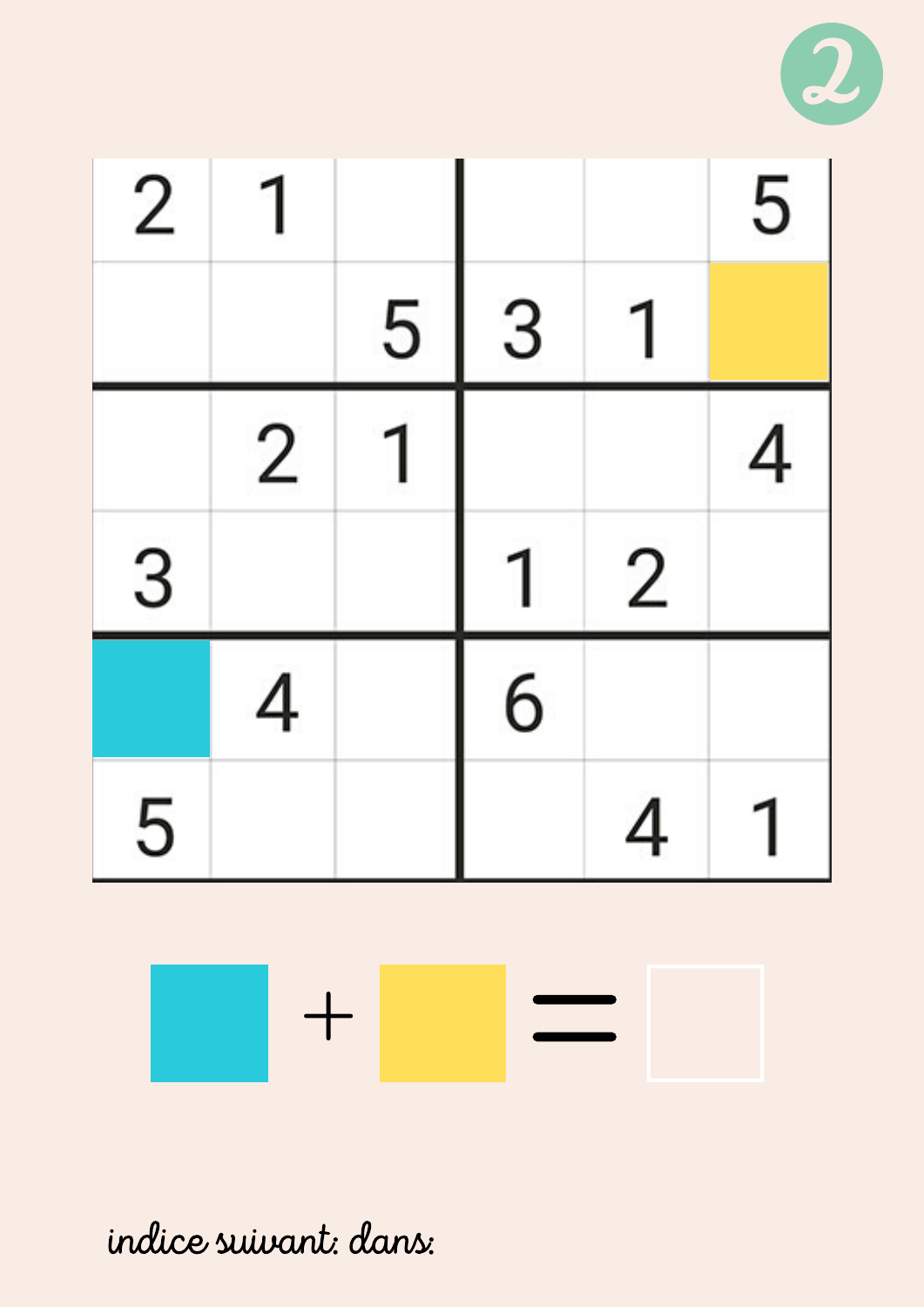2

| | | | | | |
|---|---|---|---|---|---|
| 2 | 1 | | | | 5 |
| | | 5 | 3 | 1 | ■ (jaune) |
| | 2 | 1 | | | 4 |
| 3 | | | 1 | 2 | |
| ■ (bleu) | 4 | | 6 | | |
| 5 | | | | 4 | 1 |

■ (bleu) + ■ (jaune) = ☐

*indice suivant: dans:*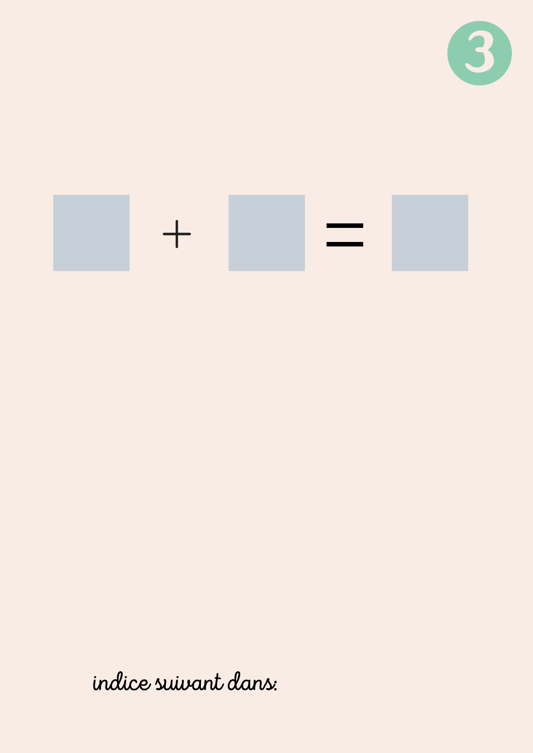3

$$\square + \square = \square$$

indice suivant dans: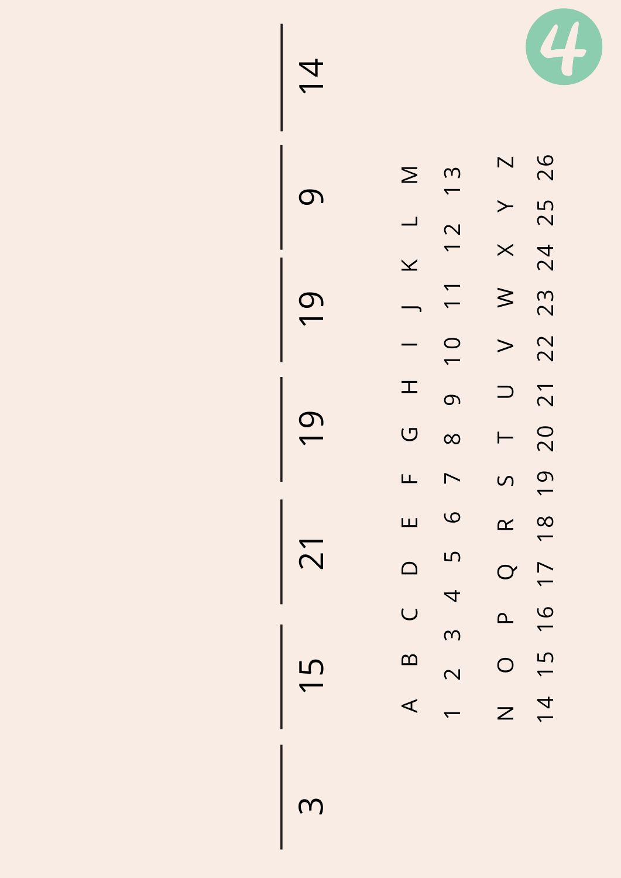4

| | | | | | | |
|---|---|---|---|---|---|---|
| ___ | ___ | ___ | ___ | ___ | ___ | ___ |
| 3 | 15 | 21 | 19 | 19 | 9 | 14 |

| | | | | | | | | | | | | |
|---|---|---|---|---|---|---|---|---|---|---|---|---|
| A | B | C | D | E | F | G | H | I | J | K | L | M |
| 1 | 2 | 3 | 4 | 5 | 6 | 7 | 8 | 9 | 10 | 11 | 12 | 13 |
| N | O | P | Q | R | S | T | U | V | W | X | Y | Z |
| 14 | 15 | 16 | 17 | 18 | 19 | 20 | 21 | 22 | 23 | 24 | 25 | 26 |